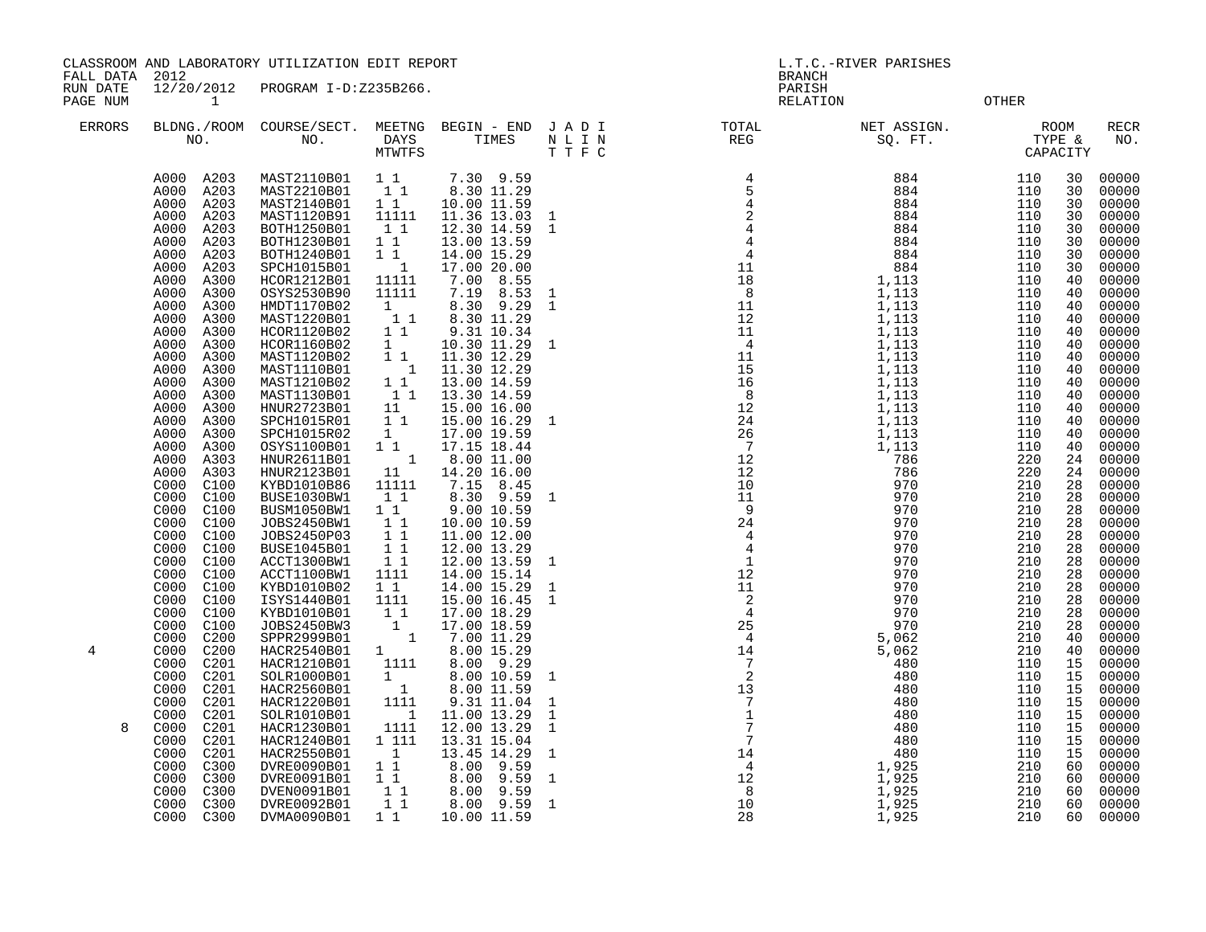CLASSROOM AND LABORATORY UTILIZATION EDIT REPORT
FALL DATA 2012
RUN DATE 12/20/2012 PROGRAM I-D:Z235B266.
PAGE NUM 1

L.T.C.-RIVER PARISHES
BRANCH
PARISH
RELATION OTHER

| ERRORS | BLDNG./ROOM NO. | COURSE/SECT. NO. | MEETNG DAYS MTWTFS | BEGIN - END TIMES | J A D I N L I N T T F C | TOTAL REG | NET ASSIGN. SQ. FT. | ROOM TYPE & CAPACITY | | RECR NO. |
|---|---|---|---|---|---|---|---|---|---|---|
| | A000 A203 | MAST2110B01 | 1 1 | 7.30 9.59 | | 4 | 884 | 110 | 30 | 00000 |
| | A000 A203 | MAST2210B01 | 1 1 | 8.30 11.29 | | 5 | 884 | 110 | 30 | 00000 |
| | A000 A203 | MAST2140B01 | 1 1 | 10.00 11.59 | | 4 | 884 | 110 | 30 | 00000 |
| | A000 A203 | MAST1120B91 | 11111 | 11.36 13.03 | 1 | 2 | 884 | 110 | 30 | 00000 |
| | A000 A203 | BOTH1250B01 | 1 1 | 12.30 14.59 | 1 | 4 | 884 | 110 | 30 | 00000 |
| | A000 A203 | BOTH1230B01 | 1 1 | 13.00 13.59 | | 4 | 884 | 110 | 30 | 00000 |
| | A000 A203 | BOTH1240B01 | 1 1 | 14.00 15.29 | | 4 | 884 | 110 | 30 | 00000 |
| | A000 A203 | SPCH1015B01 | 1 | 17.00 20.00 | | 11 | 884 | 110 | 30 | 00000 |
| | A000 A300 | HCOR1212B01 | 11111 | 7.00 8.55 | | 18 | 1,113 | 110 | 40 | 00000 |
| | A000 A300 | OSYS2530B90 | 11111 | 7.19 8.53 | 1 | 8 | 1,113 | 110 | 40 | 00000 |
| | A000 A300 | HMDT1170B02 | 1 | 8.30 9.29 | 1 | 11 | 1,113 | 110 | 40 | 00000 |
| | A000 A300 | MAST1220B01 | 1 1 | 8.30 11.29 | | 12 | 1,113 | 110 | 40 | 00000 |
| | A000 A300 | HCOR1120B02 | 1 1 | 9.31 10.34 | | 11 | 1,113 | 110 | 40 | 00000 |
| | A000 A300 | HCOR1160B02 | 1 | 10.30 11.29 | 1 | 4 | 1,113 | 110 | 40 | 00000 |
| | A000 A300 | MAST1120B02 | 1 1 | 11.30 12.29 | | 11 | 1,113 | 110 | 40 | 00000 |
| | A000 A300 | MAST1110B01 | 1 | 11.30 12.29 | | 15 | 1,113 | 110 | 40 | 00000 |
| | A000 A300 | MAST1210B02 | 1 1 | 13.00 14.59 | | 16 | 1,113 | 110 | 40 | 00000 |
| | A000 A300 | MAST1130B01 | 1 1 | 13.30 14.59 | | 8 | 1,113 | 110 | 40 | 00000 |
| | A000 A300 | HNUR2723B01 | 11 | 15.00 16.00 | | 12 | 1,113 | 110 | 40 | 00000 |
| | A000 A300 | SPCH1015R01 | 1 1 | 15.00 16.29 | 1 | 24 | 1,113 | 110 | 40 | 00000 |
| | A000 A300 | SPCH1015R02 | 1 | 17.00 19.59 | | 26 | 1,113 | 110 | 40 | 00000 |
| | A000 A300 | OSYS1100B01 | 1 1 | 17.15 18.44 | | 7 | 1,113 | 110 | 40 | 00000 |
| | A000 A303 | HNUR2611B01 | 1 | 8.00 11.00 | | 12 | 786 | 220 | 24 | 00000 |
| | A000 A303 | HNUR2123B01 | 11 | 14.20 16.00 | | 12 | 786 | 220 | 24 | 00000 |
| | C000 C100 | KYBD1010B86 | 11111 | 7.15 8.45 | | 10 | 970 | 210 | 28 | 00000 |
| | C000 C100 | BUSE1030BW1 | 1 1 | 8.30 9.59 | 1 | 11 | 970 | 210 | 28 | 00000 |
| | C000 C100 | BUSM1050BW1 | 1 1 | 9.00 10.59 | | 9 | 970 | 210 | 28 | 00000 |
| | C000 C100 | JOBS2450BW1 | 1 1 | 10.00 10.59 | | 24 | 970 | 210 | 28 | 00000 |
| | C000 C100 | JOBS2450P03 | 1 1 | 11.00 12.00 | | 4 | 970 | 210 | 28 | 00000 |
| | C000 C100 | BUSE1045B01 | 1 1 | 12.00 13.29 | | 4 | 970 | 210 | 28 | 00000 |
| | C000 C100 | ACCT1300BW1 | 1 1 | 12.00 13.59 | 1 | 1 | 970 | 210 | 28 | 00000 |
| | C000 C100 | ACCT1100BW1 | 1111 | 14.00 15.14 | | 12 | 970 | 210 | 28 | 00000 |
| | C000 C100 | KYBD1010B02 | 1 1 | 14.00 15.29 | 1 | 11 | 970 | 210 | 28 | 00000 |
| | C000 C100 | ISYS1440B01 | 1111 | 15.00 16.45 | 1 | 2 | 970 | 210 | 28 | 00000 |
| | C000 C100 | KYBD1010B01 | 1 1 | 17.00 18.29 | | 4 | 970 | 210 | 28 | 00000 |
| | C000 C100 | JOBS2450BW3 | 1 | 17.00 18.59 | | 25 | 970 | 210 | 28 | 00000 |
| | C000 C200 | SPPR2999B01 | 1 | 7.00 11.29 | | 4 | 5,062 | 210 | 40 | 00000 |
| 4 | C000 C200 | HACR2540B01 | 1 | 8.00 15.29 | | 14 | 5,062 | 210 | 40 | 00000 |
| | C000 C201 | HACR1210B01 | 1111 | 8.00 9.29 | | 7 | 480 | 110 | 15 | 00000 |
| | C000 C201 | SOLR1000B01 | 1 | 8.00 10.59 | 1 | 2 | 480 | 110 | 15 | 00000 |
| | C000 C201 | HACR2560B01 | 1 | 8.00 11.59 | | 13 | 480 | 110 | 15 | 00000 |
| | C000 C201 | HACR1220B01 | 1111 | 9.31 11.04 | 1 | 7 | 480 | 110 | 15 | 00000 |
| | C000 C201 | SOLR1010B01 | 1 | 11.00 13.29 | 1 | 1 | 480 | 110 | 15 | 00000 |
| 8 | C000 C201 | HACR1230B01 | 1111 | 12.00 13.29 | 1 | 7 | 480 | 110 | 15 | 00000 |
| | C000 C201 | HACR1240B01 | 1 111 | 13.31 15.04 | | 7 | 480 | 110 | 15 | 00000 |
| | C000 C201 | HACR2550B01 | 1 | 13.45 14.29 | 1 | 14 | 480 | 110 | 15 | 00000 |
| | C000 C300 | DVRE0090B01 | 1 1 | 8.00 9.59 | | 4 | 1,925 | 210 | 60 | 00000 |
| | C000 C300 | DVRE0091B01 | 1 1 | 8.00 9.59 | 1 | 12 | 1,925 | 210 | 60 | 00000 |
| | C000 C300 | DVEN0091B01 | 1 1 | 8.00 9.59 | | 8 | 1,925 | 210 | 60 | 00000 |
| | C000 C300 | DVRE0092B01 | 1 1 | 8.00 9.59 | 1 | 10 | 1,925 | 210 | 60 | 00000 |
| | C000 C300 | DVMA0090B01 | 1 1 | 10.00 11.59 | | 28 | 1,925 | 210 | 60 | 00000 |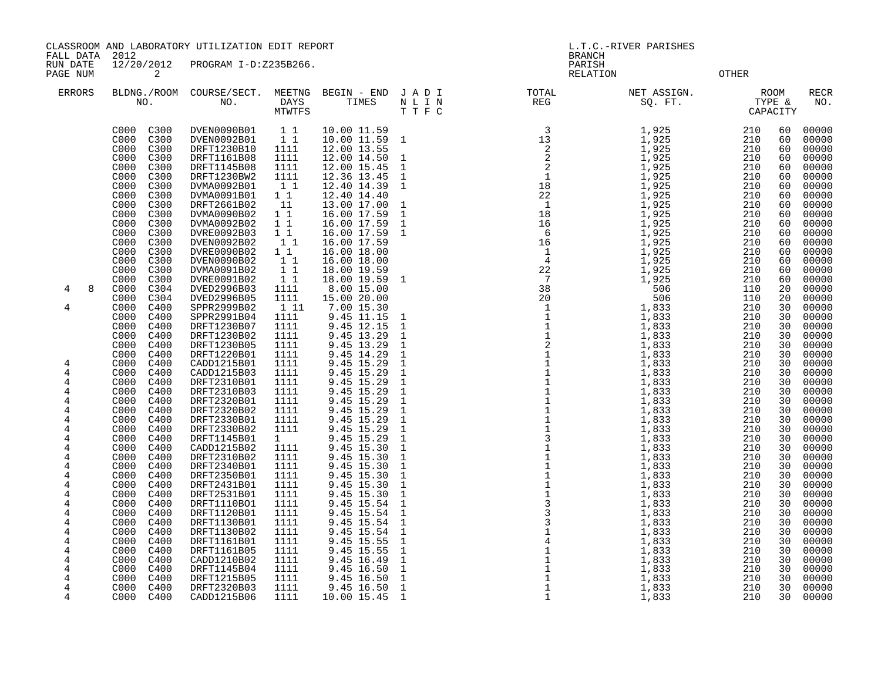CLASSROOM AND LABORATORY UTILIZATION EDIT REPORT
FALL DATA 2012
RUN DATE 12/20/2012 PROGRAM I-D:Z235B266.

L.T.C.-RIVER PARISHES
BRANCH
PARISH
RELATION OTHER

| ERRORS | BLDNG./ROOM NO. | COURSE/SECT. NO. | MEETNG DAYS MTWTFS | BEGIN - END TIMES | J A D I N L I N T T F C | TOTAL REG | NET ASSIGN. SQ. FT. | ROOM TYPE & CAPACITY | | RECR NO. |
|---|---|---|---|---|---|---|---|---|---|---|
| | C000 C300 | DVEN0090B01 | 1 1 | 10.00 11.59 | | 3 | 1,925 | 210 | 60 | 00000 |
| | C000 C300 | DVEN0092B01 | 1 1 | 10.00 11.59 | 1 | 13 | 1,925 | 210 | 60 | 00000 |
| | C000 C300 | DRFT1230B10 | 1111 | 12.00 13.55 | | 2 | 1,925 | 210 | 60 | 00000 |
| | C000 C300 | DRFT1161B08 | 1111 | 12.00 14.50 | 1 | 2 | 1,925 | 210 | 60 | 00000 |
| | C000 C300 | DRFT1145B08 | 1111 | 12.00 15.45 | 1 | 2 | 1,925 | 210 | 60 | 00000 |
| | C000 C300 | DRFT1230BW2 | 1111 | 12.36 13.45 | 1 | 1 | 1,925 | 210 | 60 | 00000 |
| | C000 C300 | DVMA0092B01 | 1 1 | 12.40 14.39 | 1 | 18 | 1,925 | 210 | 60 | 00000 |
| | C000 C300 | DVMA0091B01 | 1 1 | 12.40 14.40 | | 22 | 1,925 | 210 | 60 | 00000 |
| | C000 C300 | DRFT2661B02 | 11 | 13.00 17.00 | 1 | 1 | 1,925 | 210 | 60 | 00000 |
| | C000 C300 | DVMA0090B02 | 1 1 | 16.00 17.59 | 1 | 18 | 1,925 | 210 | 60 | 00000 |
| | C000 C300 | DVMA0092B02 | 1 1 | 16.00 17.59 | 1 | 16 | 1,925 | 210 | 60 | 00000 |
| | C000 C300 | DVRE0092B03 | 1 1 | 16.00 17.59 | 1 | 6 | 1,925 | 210 | 60 | 00000 |
| | C000 C300 | DVEN0092B02 | 1 1 | 16.00 17.59 | | 16 | 1,925 | 210 | 60 | 00000 |
| | C000 C300 | DVRE0090B02 | 1 1 | 16.00 18.00 | | 1 | 1,925 | 210 | 60 | 00000 |
| | C000 C300 | DVEN0090B02 | 1 1 | 16.00 18.00 | | 4 | 1,925 | 210 | 60 | 00000 |
| | C000 C300 | DVMA0091B02 | 1 1 | 18.00 19.59 | | 22 | 1,925 | 210 | 60 | 00000 |
| | C000 C300 | DVRE0091B02 | 1 1 | 18.00 19.59 | 1 | 7 | 1,925 | 210 | 60 | 00000 |
| 4 8 | C000 C304 | DVED2996B03 | 1111 | 8.00 15.00 | | 38 | 506 | 110 | 20 | 00000 |
| | C000 C304 | DVED2996B05 | 1111 | 15.00 20.00 | | 20 | 506 | 110 | 20 | 00000 |
| 4 | C000 C400 | SPPR2999B02 | 1 11 | 7.00 15.30 | | 1 | 1,833 | 210 | 30 | 00000 |
| | C000 C400 | SPPR2991B04 | 1111 | 9.45 11.15 | 1 | 1 | 1,833 | 210 | 30 | 00000 |
| | C000 C400 | DRFT1230B07 | 1111 | 9.45 12.15 | 1 | 1 | 1,833 | 210 | 30 | 00000 |
| | C000 C400 | DRFT1230B02 | 1111 | 9.45 13.29 | 1 | 1 | 1,833 | 210 | 30 | 00000 |
| | C000 C400 | DRFT1230B05 | 1111 | 9.45 13.29 | 1 | 2 | 1,833 | 210 | 30 | 00000 |
| | C000 C400 | DRFT1220B01 | 1111 | 9.45 14.29 | 1 | 1 | 1,833 | 210 | 30 | 00000 |
| 4 | C000 C400 | CADD1215B01 | 1111 | 9.45 15.29 | 1 | 1 | 1,833 | 210 | 30 | 00000 |
| 4 | C000 C400 | CADD1215B03 | 1111 | 9.45 15.29 | 1 | 1 | 1,833 | 210 | 30 | 00000 |
| 4 | C000 C400 | DRFT2310B01 | 1111 | 9.45 15.29 | 1 | 1 | 1,833 | 210 | 30 | 00000 |
| 4 | C000 C400 | DRFT2310B03 | 1111 | 9.45 15.29 | 1 | 1 | 1,833 | 210 | 30 | 00000 |
| 4 | C000 C400 | DRFT2320B01 | 1111 | 9.45 15.29 | 1 | 1 | 1,833 | 210 | 30 | 00000 |
| 4 | C000 C400 | DRFT2320B02 | 1111 | 9.45 15.29 | 1 | 1 | 1,833 | 210 | 30 | 00000 |
| 4 | C000 C400 | DRFT2330B01 | 1111 | 9.45 15.29 | 1 | 1 | 1,833 | 210 | 30 | 00000 |
| 4 | C000 C400 | DRFT2330B02 | 1111 | 9.45 15.29 | 1 | 1 | 1,833 | 210 | 30 | 00000 |
| 4 | C000 C400 | DRFT1145B01 | 1 | 9.45 15.29 | 1 | 3 | 1,833 | 210 | 30 | 00000 |
| 4 | C000 C400 | CADD1215B02 | 1111 | 9.45 15.30 | 1 | 1 | 1,833 | 210 | 30 | 00000 |
| 4 | C000 C400 | DRFT2310B02 | 1111 | 9.45 15.30 | 1 | 1 | 1,833 | 210 | 30 | 00000 |
| 4 | C000 C400 | DRFT2340B01 | 1111 | 9.45 15.30 | 1 | 1 | 1,833 | 210 | 30 | 00000 |
| 4 | C000 C400 | DRFT2350B01 | 1111 | 9.45 15.30 | 1 | 1 | 1,833 | 210 | 30 | 00000 |
| 4 | C000 C400 | DRFT2431B01 | 1111 | 9.45 15.30 | 1 | 1 | 1,833 | 210 | 30 | 00000 |
| 4 | C000 C400 | DRFT2531B01 | 1111 | 9.45 15.30 | 1 | 1 | 1,833 | 210 | 30 | 00000 |
| 4 | C000 C400 | DRFT1110B01 | 1111 | 9.45 15.54 | 1 | 3 | 1,833 | 210 | 30 | 00000 |
| 4 | C000 C400 | DRFT1120B01 | 1111 | 9.45 15.54 | 1 | 3 | 1,833 | 210 | 30 | 00000 |
| 4 | C000 C400 | DRFT1130B01 | 1111 | 9.45 15.54 | 1 | 3 | 1,833 | 210 | 30 | 00000 |
| 4 | C000 C400 | DRFT1130B02 | 1111 | 9.45 15.54 | 1 | 1 | 1,833 | 210 | 30 | 00000 |
| 4 | C000 C400 | DRFT1161B01 | 1111 | 9.45 15.55 | 1 | 4 | 1,833 | 210 | 30 | 00000 |
| 4 | C000 C400 | DRFT1161B05 | 1111 | 9.45 15.55 | 1 | 1 | 1,833 | 210 | 30 | 00000 |
| 4 | C000 C400 | CADD1210B02 | 1111 | 9.45 16.49 | 1 | 1 | 1,833 | 210 | 30 | 00000 |
| 4 | C000 C400 | DRFT1145B04 | 1111 | 9.45 16.50 | 1 | 1 | 1,833 | 210 | 30 | 00000 |
| 4 | C000 C400 | DRFT1215B05 | 1111 | 9.45 16.50 | 1 | 1 | 1,833 | 210 | 30 | 00000 |
| 4 | C000 C400 | DRFT2320B03 | 1111 | 9.45 16.50 | 1 | 1 | 1,833 | 210 | 30 | 00000 |
| 4 | C000 C400 | CADD1215B06 | 1111 | 10.00 15.45 | 1 | 1 | 1,833 | 210 | 30 | 00000 |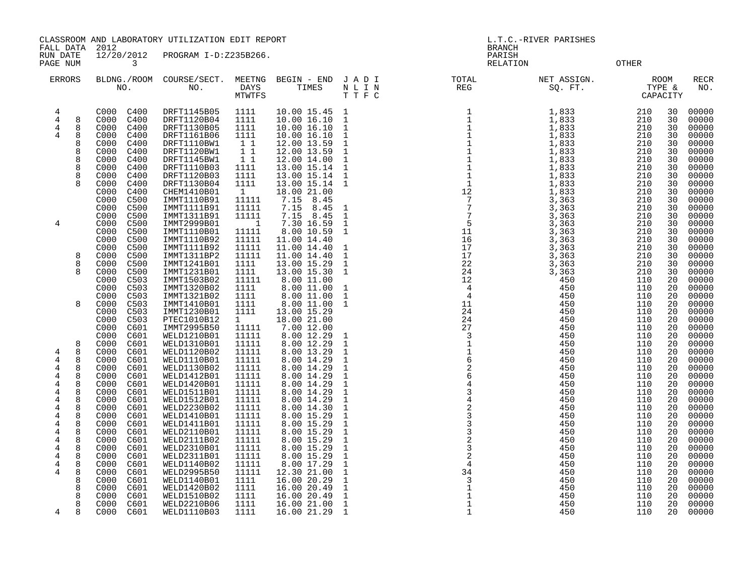CLASSROOM AND LABORATORY UTILIZATION EDIT REPORT
FALL DATA 2012
RUN DATE 12/20/2012 PROGRAM I-D:Z235B266.
PAGE NUM 3

L.T.C.-RIVER PARISHES
BRANCH
PARISH
RELATION OTHER

| ERRORS | | BLDNG./ROOM NO. | | COURSE/SECT. NO. | MEETNG DAYS MTWTFS | BEGIN - END TIMES | | J A D I N L I N T T F C | TOTAL REG | NET ASSIGN. SQ. FT. | ROOM TYPE & CAPACITY | | RECR NO. |
|---|---|---|---|---|---|---|---|---|---|---|---|---|---|
| 4 | | C000 | C400 | DRFT1145B05 | 1111 | 10.00 | 15.45 | 1 | 1 | 1,833 | 210 | 30 | 00000 |
| 4 | 8 | C000 | C400 | DRFT1120B04 | 1111 | 10.00 | 16.10 | 1 | 1 | 1,833 | 210 | 30 | 00000 |
| 4 | 8 | C000 | C400 | DRFT1130B05 | 1111 | 10.00 | 16.10 | 1 | 1 | 1,833 | 210 | 30 | 00000 |
| 4 | 8 | C000 | C400 | DRFT1161B06 | 1111 | 10.00 | 16.10 | 1 | 1 | 1,833 | 210 | 30 | 00000 |
| | 8 | C000 | C400 | DRFT1110BW1 | 1 1 | 12.00 | 13.59 | 1 | 1 | 1,833 | 210 | 30 | 00000 |
| | 8 | C000 | C400 | DRFT1120BW1 | 1 1 | 12.00 | 13.59 | 1 | 1 | 1,833 | 210 | 30 | 00000 |
| | 8 | C000 | C400 | DRFT1145BW1 | 1 1 | 12.00 | 14.00 | 1 | 1 | 1,833 | 210 | 30 | 00000 |
| | 8 | C000 | C400 | DRFT1110B03 | 1111 | 13.00 | 15.14 | 1 | 1 | 1,833 | 210 | 30 | 00000 |
| | 8 | C000 | C400 | DRFT1120B03 | 1111 | 13.00 | 15.14 | 1 | 1 | 1,833 | 210 | 30 | 00000 |
| | 8 | C000 | C400 | DRFT1130B04 | 1111 | 13.00 | 15.14 | 1 | 1 | 1,833 | 210 | 30 | 00000 |
| | | C000 | C400 | CHEM1410B01 | 1 | 18.00 | 21.00 | | 12 | 1,833 | 210 | 30 | 00000 |
| | | C000 | C500 | IMMT1110B91 | 11111 | 7.15 | 8.45 | | 7 | 3,363 | 210 | 30 | 00000 |
| | | C000 | C500 | IMMT1111B91 | 11111 | 7.15 | 8.45 | 1 | 7 | 3,363 | 210 | 30 | 00000 |
| | | C000 | C500 | IMMT1311B91 | 11111 | 7.15 | 8.45 | 1 | 7 | 3,363 | 210 | 30 | 00000 |
| 4 | | C000 | C500 | IMMT2999B01 | 1 | 7.30 | 16.59 | 1 | 5 | 3,363 | 210 | 30 | 00000 |
| | | C000 | C500 | IMMT1110B01 | 11111 | 8.00 | 10.59 | 1 | 11 | 3,363 | 210 | 30 | 00000 |
| | | C000 | C500 | IMMT1110B92 | 11111 | 11.00 | 14.40 | | 16 | 3,363 | 210 | 30 | 00000 |
| | | C000 | C500 | IMMT1111B92 | 11111 | 11.00 | 14.40 | 1 | 17 | 3,363 | 210 | 30 | 00000 |
| | 8 | C000 | C500 | IMMT1311BP2 | 11111 | 11.00 | 14.40 | 1 | 17 | 3,363 | 210 | 30 | 00000 |
| | 8 | C000 | C500 | IMMT1241B01 | 1111 | 13.00 | 15.29 | 1 | 22 | 3,363 | 210 | 30 | 00000 |
| | 8 | C000 | C500 | IMMT1231B01 | 1111 | 13.00 | 15.30 | 1 | 24 | 3,363 | 210 | 30 | 00000 |
| | | C000 | C503 | IMMT1503B02 | 11111 | 8.00 | 11.00 | | 12 | 450 | 110 | 20 | 00000 |
| | | C000 | C503 | IMMT1320B02 | 1111 | 8.00 | 11.00 | 1 | 4 | 450 | 110 | 20 | 00000 |
| | | C000 | C503 | IMMT1321B02 | 1111 | 8.00 | 11.00 | 1 | 4 | 450 | 110 | 20 | 00000 |
| | 8 | C000 | C503 | IMMT1410B01 | 1111 | 8.00 | 11.00 | 1 | 11 | 450 | 110 | 20 | 00000 |
| | | C000 | C503 | IMMT1230B01 | 1111 | 13.00 | 15.29 | | 24 | 450 | 110 | 20 | 00000 |
| | | C000 | C503 | PTEC1010B12 | 1 | 18.00 | 21.00 | | 24 | 450 | 110 | 20 | 00000 |
| | | C000 | C601 | IMMT2995B50 | 11111 | 7.00 | 12.00 | | 27 | 450 | 110 | 20 | 00000 |
| | | C000 | C601 | WELD1210B01 | 11111 | 8.00 | 12.29 | 1 | 3 | 450 | 110 | 20 | 00000 |
| | 8 | C000 | C601 | WELD1310B01 | 11111 | 8.00 | 12.29 | 1 | 1 | 450 | 110 | 20 | 00000 |
| 4 | 8 | C000 | C601 | WELD1120B02 | 11111 | 8.00 | 13.29 | 1 | 1 | 450 | 110 | 20 | 00000 |
| 4 | 8 | C000 | C601 | WELD1110B01 | 11111 | 8.00 | 14.29 | 1 | 6 | 450 | 110 | 20 | 00000 |
| 4 | 8 | C000 | C601 | WELD1130B02 | 11111 | 8.00 | 14.29 | 1 | 2 | 450 | 110 | 20 | 00000 |
| 4 | 8 | C000 | C601 | WELD1412B01 | 11111 | 8.00 | 14.29 | 1 | 6 | 450 | 110 | 20 | 00000 |
| 4 | 8 | C000 | C601 | WELD1420B01 | 11111 | 8.00 | 14.29 | 1 | 4 | 450 | 110 | 20 | 00000 |
| 4 | 8 | C000 | C601 | WELD1511B01 | 11111 | 8.00 | 14.29 | 1 | 3 | 450 | 110 | 20 | 00000 |
| 4 | 8 | C000 | C601 | WELD1512B01 | 11111 | 8.00 | 14.29 | 1 | 4 | 450 | 110 | 20 | 00000 |
| 4 | 8 | C000 | C601 | WELD2230B02 | 11111 | 8.00 | 14.30 | 1 | 2 | 450 | 110 | 20 | 00000 |
| 4 | 8 | C000 | C601 | WELD1410B01 | 11111 | 8.00 | 15.29 | 1 | 3 | 450 | 110 | 20 | 00000 |
| 4 | 8 | C000 | C601 | WELD1411B01 | 11111 | 8.00 | 15.29 | 1 | 3 | 450 | 110 | 20 | 00000 |
| 4 | 8 | C000 | C601 | WELD2110B01 | 11111 | 8.00 | 15.29 | 1 | 3 | 450 | 110 | 20 | 00000 |
| 4 | 8 | C000 | C601 | WELD2111B02 | 11111 | 8.00 | 15.29 | 1 | 2 | 450 | 110 | 20 | 00000 |
| 4 | 8 | C000 | C601 | WELD2310B01 | 11111 | 8.00 | 15.29 | 1 | 3 | 450 | 110 | 20 | 00000 |
| 4 | 8 | C000 | C601 | WELD2311B01 | 11111 | 8.00 | 15.29 | 1 | 2 | 450 | 110 | 20 | 00000 |
| 4 | 8 | C000 | C601 | WELD1140B02 | 11111 | 8.00 | 17.29 | 1 | 4 | 450 | 110 | 20 | 00000 |
| 4 | 8 | C000 | C601 | WELD2995B50 | 11111 | 12.30 | 21.00 | 1 | 34 | 450 | 110 | 20 | 00000 |
| | 8 | C000 | C601 | WELD1140B01 | 1111 | 16.00 | 20.29 | 1 | 3 | 450 | 110 | 20 | 00000 |
| | 8 | C000 | C601 | WELD1420B02 | 1111 | 16.00 | 20.49 | 1 | 1 | 450 | 110 | 20 | 00000 |
| | 8 | C000 | C601 | WELD1510B02 | 1111 | 16.00 | 20.49 | 1 | 1 | 450 | 110 | 20 | 00000 |
| | 8 | C000 | C601 | WELD2210B06 | 1111 | 16.00 | 21.00 | 1 | 1 | 450 | 110 | 20 | 00000 |
| 4 | 8 | C000 | C601 | WELD1110B03 | 1111 | 16.00 | 21.29 | 1 | 1 | 450 | 110 | 20 | 00000 |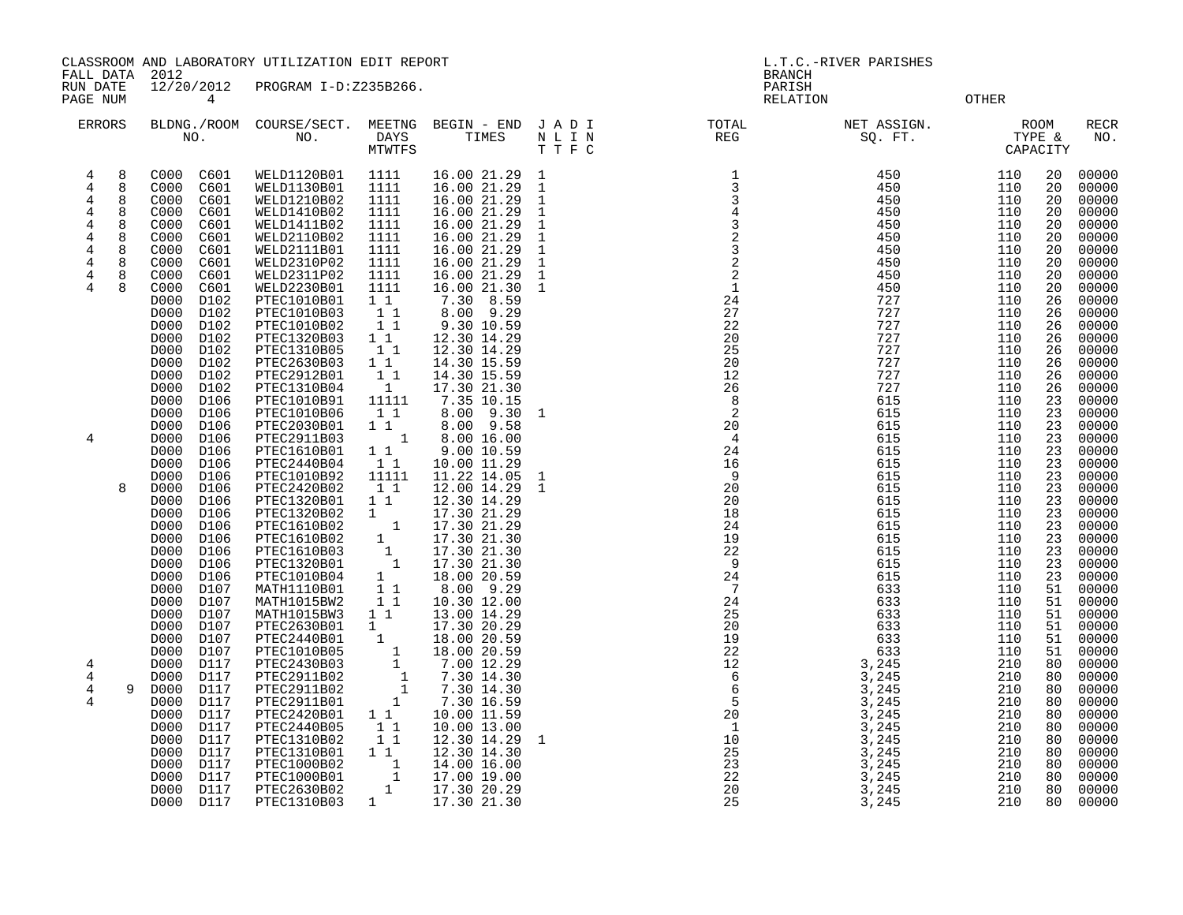CLASSROOM AND LABORATORY UTILIZATION EDIT REPORT
FALL DATA 2012
RUN DATE 12/20/2012 PROGRAM I-D:Z235B266.
PAGE NUM 4

L.T.C.-RIVER PARISHES
BRANCH
PARISH
RELATION OTHER

| ERRORS | BLDNG./ROOM NO. | COURSE/SECT. NO. | MEETNG DAYS MTWTFS | BEGIN - END TIMES | J A D I N L I N T T F C | TOTAL REG | NET ASSIGN. SQ. FT. | ROOM TYPE & CAPACITY | RECR NO. |
|---|---|---|---|---|---|---|---|---|---|
| 4 8 | C000 C601 | WELD1120B01 | 1111 | 16.00 21.29 | 1 | 1 | 450 | 110 20 | 00000 |
| 4 8 | C000 C601 | WELD1130B01 | 1111 | 16.00 21.29 | 1 | 3 | 450 | 110 20 | 00000 |
| 4 8 | C000 C601 | WELD1210B02 | 1111 | 16.00 21.29 | 1 | 3 | 450 | 110 20 | 00000 |
| 4 8 | C000 C601 | WELD1410B02 | 1111 | 16.00 21.29 | 1 | 4 | 450 | 110 20 | 00000 |
| 4 8 | C000 C601 | WELD1411B02 | 1111 | 16.00 21.29 | 1 | 3 | 450 | 110 20 | 00000 |
| 4 8 | C000 C601 | WELD2110B02 | 1111 | 16.00 21.29 | 1 | 2 | 450 | 110 20 | 00000 |
| 4 8 | C000 C601 | WELD2111B01 | 1111 | 16.00 21.29 | 1 | 3 | 450 | 110 20 | 00000 |
| 4 8 | C000 C601 | WELD2310P02 | 1111 | 16.00 21.29 | 1 | 2 | 450 | 110 20 | 00000 |
| 4 8 | C000 C601 | WELD2311P02 | 1111 | 16.00 21.29 | 1 | 2 | 450 | 110 20 | 00000 |
| 4 8 | C000 C601 | WELD2230B01 | 1111 | 16.00 21.30 | 1 | 1 | 450 | 110 20 | 00000 |
| | D000 D102 | PTEC1010B01 | 1 1 | 7.30 8.59 | | 24 | 727 | 110 26 | 00000 |
| | D000 D102 | PTEC1010B03 | 1 1 | 8.00 9.29 | | 27 | 727 | 110 26 | 00000 |
| | D000 D102 | PTEC1010B02 | 1 1 | 9.30 10.59 | | 22 | 727 | 110 26 | 00000 |
| | D000 D102 | PTEC1320B03 | 1 1 | 12.30 14.29 | | 20 | 727 | 110 26 | 00000 |
| | D000 D102 | PTEC1310B05 | 1 1 | 12.30 14.29 | | 25 | 727 | 110 26 | 00000 |
| | D000 D102 | PTEC2630B03 | 1 1 | 14.30 15.59 | | 20 | 727 | 110 26 | 00000 |
| | D000 D102 | PTEC2912B01 | 1 1 | 14.30 15.59 | | 12 | 727 | 110 26 | 00000 |
| | D000 D102 | PTEC1310B04 | 1 | 17.30 21.30 | | 26 | 727 | 110 26 | 00000 |
| | D000 D106 | PTEC1010B91 | 11111 | 7.35 10.15 | | 8 | 615 | 110 23 | 00000 |
| | D000 D106 | PTEC1010B06 | 1 1 | 8.00 9.30 | 1 | 2 | 615 | 110 23 | 00000 |
| | D000 D106 | PTEC2030B01 | 1 1 | 8.00 9.58 | | 20 | 615 | 110 23 | 00000 |
| 4 | D000 D106 | PTEC2911B03 | 1 | 8.00 16.00 | | 4 | 615 | 110 23 | 00000 |
| | D000 D106 | PTEC1610B01 | 1 1 | 9.00 10.59 | | 24 | 615 | 110 23 | 00000 |
| | D000 D106 | PTEC2440B04 | 1 1 | 10.00 11.29 | | 16 | 615 | 110 23 | 00000 |
| | D000 D106 | PTEC1010B92 | 11111 | 11.22 14.05 | 1 | 9 | 615 | 110 23 | 00000 |
| 8 | D000 D106 | PTEC2420B02 | 1 1 | 12.00 14.29 | 1 | 20 | 615 | 110 23 | 00000 |
| | D000 D106 | PTEC1320B01 | 1 1 | 12.30 14.29 | | 20 | 615 | 110 23 | 00000 |
| | D000 D106 | PTEC1320B02 | 1 | 17.30 21.29 | | 18 | 615 | 110 23 | 00000 |
| | D000 D106 | PTEC1610B02 | 1 | 17.30 21.29 | | 24 | 615 | 110 23 | 00000 |
| | D000 D106 | PTEC1610B02 | 1 | 17.30 21.30 | | 19 | 615 | 110 23 | 00000 |
| | D000 D106 | PTEC1610B03 | 1 | 17.30 21.30 | | 22 | 615 | 110 23 | 00000 |
| | D000 D106 | PTEC1320B01 | 1 | 17.30 21.30 | | 9 | 615 | 110 23 | 00000 |
| | D000 D106 | PTEC1010B04 | 1 | 18.00 20.59 | | 24 | 615 | 110 23 | 00000 |
| | D000 D107 | MATH1110B01 | 1 1 | 8.00 9.29 | | 7 | 633 | 110 51 | 00000 |
| | D000 D107 | MATH1015BW2 | 1 1 | 10.30 12.00 | | 24 | 633 | 110 51 | 00000 |
| | D000 D107 | MATH1015BW3 | 1 1 | 13.00 14.29 | | 25 | 633 | 110 51 | 00000 |
| | D000 D107 | PTEC2630B01 | 1 | 17.30 20.29 | | 20 | 633 | 110 51 | 00000 |
| | D000 D107 | PTEC2440B01 | 1 | 18.00 20.59 | | 19 | 633 | 110 51 | 00000 |
| | D000 D107 | PTEC1010B05 | 1 | 18.00 20.59 | | 22 | 633 | 110 51 | 00000 |
| 4 | D000 D117 | PTEC2430B03 | 1 | 7.00 12.29 | | 12 | 3,245 | 210 80 | 00000 |
| 4 | D000 D117 | PTEC2911B02 | 1 | 7.30 14.30 | | 6 | 3,245 | 210 80 | 00000 |
| 4 9 | D000 D117 | PTEC2911B02 | 1 | 7.30 14.30 | | 6 | 3,245 | 210 80 | 00000 |
| 4 | D000 D117 | PTEC2911B01 | 1 | 7.30 16.59 | | 5 | 3,245 | 210 80 | 00000 |
| | D000 D117 | PTEC2420B01 | 1 1 | 10.00 11.59 | | 20 | 3,245 | 210 80 | 00000 |
| | D000 D117 | PTEC2440B05 | 1 1 | 10.00 13.00 | | 1 | 3,245 | 210 80 | 00000 |
| | D000 D117 | PTEC1310B02 | 1 1 | 12.30 14.29 | 1 | 10 | 3,245 | 210 80 | 00000 |
| | D000 D117 | PTEC1310B01 | 1 1 | 12.30 14.30 | | 25 | 3,245 | 210 80 | 00000 |
| | D000 D117 | PTEC1000B02 | 1 | 14.00 16.00 | | 23 | 3,245 | 210 80 | 00000 |
| | D000 D117 | PTEC1000B01 | 1 | 17.00 19.00 | | 22 | 3,245 | 210 80 | 00000 |
| | D000 D117 | PTEC2630B02 | 1 | 17.30 20.29 | | 20 | 3,245 | 210 80 | 00000 |
| | D000 D117 | PTEC1310B03 | 1 | 17.30 21.30 | | 25 | 3,245 | 210 80 | 00000 |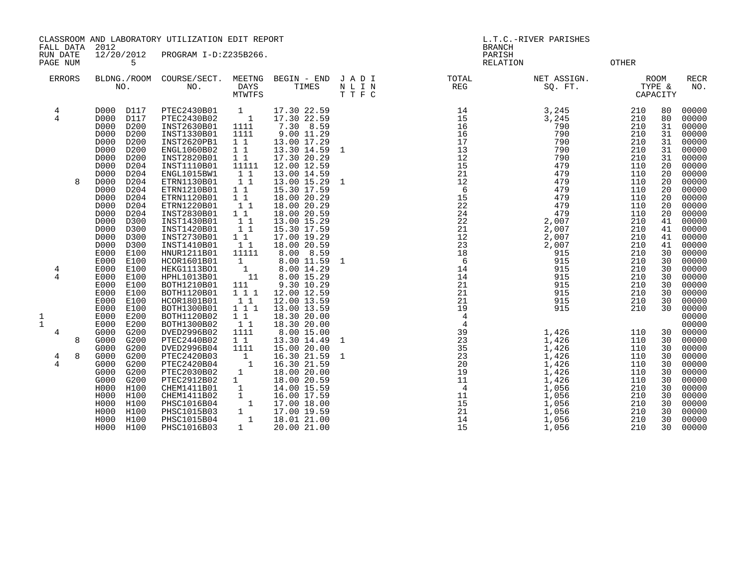CLASSROOM AND LABORATORY UTILIZATION EDIT REPORT
FALL DATA 2012
RUN DATE 12/20/2012 PROGRAM I-D:Z235B266.
PAGE NUM 5

L.T.C.-RIVER PARISHES
BRANCH
PARISH
RELATION OTHER

| ERRORS | BLDNG./ROOM NO. | COURSE/SECT. NO. | MEETNG DAYS MTWTFS | BEGIN - END TIMES | J A D I N L I N T T F C | TOTAL REG | NET ASSIGN. SQ. FT. | ROOM TYPE & CAPACITY | | RECR NO. |
|---|---|---|---|---|---|---|---|---|---|---|
| 4 | D000 D117 | PTEC2430B01 | 1 | 17.30 22.59 | | 14 | 3,245 | 210 | 80 | 00000 |
| 4 | D000 D117 | PTEC2430B02 | 1 | 17.30 22.59 | | 15 | 3,245 | 210 | 80 | 00000 |
| | D000 D200 | INST2630B01 | 1111 | 7.30 8.59 | | 16 | 790 | 210 | 31 | 00000 |
| | D000 D200 | INST1330B01 | 1111 | 9.00 11.29 | | 16 | 790 | 210 | 31 | 00000 |
| | D000 D200 | INST2620PB1 | 1 1 | 13.00 17.29 | | 17 | 790 | 210 | 31 | 00000 |
| | D000 D200 | ENGL1060B02 | 1 1 | 13.30 14.59 | 1 | 13 | 790 | 210 | 31 | 00000 |
| | D000 D200 | INST2820B01 | 1 1 | 17.30 20.29 | | 12 | 790 | 210 | 31 | 00000 |
| | D000 D204 | INST1110B01 | 11111 | 12.00 12.59 | | 15 | 479 | 110 | 20 | 00000 |
| | D000 D204 | ENGL1015BW1 | 1 1 | 13.00 14.59 | | 21 | 479 | 110 | 20 | 00000 |
| 8 | D000 D204 | ETRN1130B01 | 1 1 | 13.00 15.29 | 1 | 12 | 479 | 110 | 20 | 00000 |
| | D000 D204 | ETRN1210B01 | 1 1 | 15.30 17.59 | | 6 | 479 | 110 | 20 | 00000 |
| | D000 D204 | ETRN1120B01 | 1 1 | 18.00 20.29 | | 15 | 479 | 110 | 20 | 00000 |
| | D000 D204 | ETRN1220B01 | 1 1 | 18.00 20.29 | | 22 | 479 | 110 | 20 | 00000 |
| | D000 D204 | INST2830B01 | 1 1 | 18.00 20.59 | | 24 | 479 | 110 | 20 | 00000 |
| | D000 D300 | INST1430B01 | 1 1 | 13.00 15.29 | | 22 | 2,007 | 210 | 41 | 00000 |
| | D000 D300 | INST1420B01 | 1 1 | 15.30 17.59 | | 21 | 2,007 | 210 | 41 | 00000 |
| | D000 D300 | INST2730B01 | 1 1 | 17.00 19.29 | | 12 | 2,007 | 210 | 41 | 00000 |
| | D000 D300 | INST1410B01 | 1 1 | 18.00 20.59 | | 23 | 2,007 | 210 | 41 | 00000 |
| | E000 E100 | HNUR1211B01 | 11111 | 8.00 8.59 | | 18 | 915 | 210 | 30 | 00000 |
| | E000 E100 | HCOR1601B01 | 1 | 8.00 11.59 | 1 | 6 | 915 | 210 | 30 | 00000 |
| 4 | E000 E100 | HEKG1113B01 | 1 | 8.00 14.29 | | 14 | 915 | 210 | 30 | 00000 |
| 4 | E000 E100 | HPHL1013B01 | 11 | 8.00 15.29 | | 14 | 915 | 210 | 30 | 00000 |
| | E000 E100 | BOTH1210B01 | 111 | 9.30 10.29 | | 21 | 915 | 210 | 30 | 00000 |
| | E000 E100 | BOTH1120B01 | 1 1 1 | 12.00 12.59 | | 21 | 915 | 210 | 30 | 00000 |
| | E000 E100 | HCOR1801B01 | 1 1 | 12.00 13.59 | | 21 | 915 | 210 | 30 | 00000 |
| | E000 E100 | BOTH1300B01 | 1 1 1 | 13.00 13.59 | | 19 | 915 | 210 | 30 | 00000 |
| 1 | E000 E200 | BOTH1120B02 | 1 1 | 18.30 20.00 | | 4 | | | | 00000 |
| 1 | E000 E200 | BOTH1300B02 | 1 1 | 18.30 20.00 | | 4 | | | | 00000 |
| 4 | G000 G200 | DVED2996B02 | 1111 | 8.00 15.00 | | 39 | 1,426 | 110 | 30 | 00000 |
| 8 | G000 G200 | PTEC2440B02 | 1 1 | 13.30 14.49 | 1 | 23 | 1,426 | 110 | 30 | 00000 |
| | G000 G200 | DVED2996B04 | 1111 | 15.00 20.00 | | 35 | 1,426 | 110 | 30 | 00000 |
| 4 8 | G000 G200 | PTEC2420B03 | 1 | 16.30 21.59 | 1 | 23 | 1,426 | 110 | 30 | 00000 |
| 4 | G000 G200 | PTEC2420B04 | 1 | 16.30 21.59 | | 20 | 1,426 | 110 | 30 | 00000 |
| | G000 G200 | PTEC2030B02 | 1 | 18.00 20.00 | | 19 | 1,426 | 110 | 30 | 00000 |
| | G000 G200 | PTEC2912B02 | 1 | 18.00 20.59 | | 11 | 1,426 | 110 | 30 | 00000 |
| | H000 H100 | CHEM1411B01 | 1 | 14.00 15.59 | | 4 | 1,056 | 210 | 30 | 00000 |
| | H000 H100 | CHEM1411B02 | 1 | 16.00 17.59 | | 11 | 1,056 | 210 | 30 | 00000 |
| | H000 H100 | PHSC1016B04 | 1 | 17.00 18.00 | | 15 | 1,056 | 210 | 30 | 00000 |
| | H000 H100 | PHSC1015B03 | 1 | 17.00 19.59 | | 21 | 1,056 | 210 | 30 | 00000 |
| | H000 H100 | PHSC1015B04 | 1 | 18.01 21.00 | | 14 | 1,056 | 210 | 30 | 00000 |
| | H000 H100 | PHSC1016B03 | 1 | 20.00 21.00 | | 15 | 1,056 | 210 | 30 | 00000 |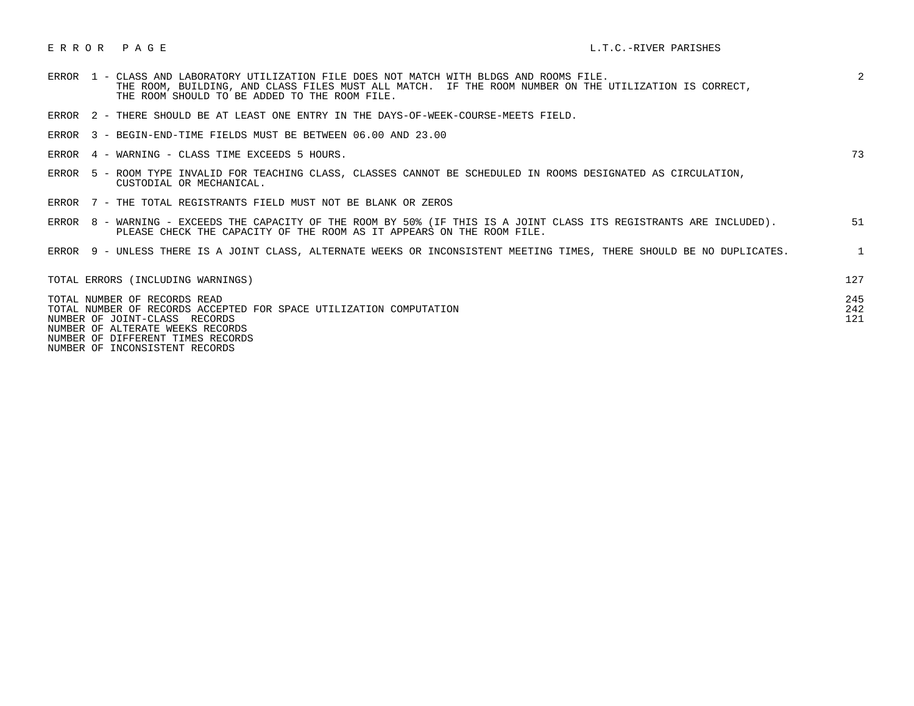# E R R O R   P A G E

L.T.C.-RIVER PARISHES

| Error | Description | Count |
|---|---|---|
| ERROR 1 | CLASS AND LABORATORY UTILIZATION FILE DOES NOT MATCH WITH BLDGS AND ROOMS FILE. THE ROOM, BUILDING, AND CLASS FILES MUST ALL MATCH. IF THE ROOM NUMBER ON THE UTILIZATION IS CORRECT, THE ROOM SHOULD TO BE ADDED TO THE ROOM FILE. | 2 |
| ERROR 2 | THERE SHOULD BE AT LEAST ONE ENTRY IN THE DAYS-OF-WEEK-COURSE-MEETS FIELD. | |
| ERROR 3 | BEGIN-END-TIME FIELDS MUST BE BETWEEN 06.00 AND 23.00 | |
| ERROR 4 | WARNING - CLASS TIME EXCEEDS 5 HOURS. | 73 |
| ERROR 5 | ROOM TYPE INVALID FOR TEACHING CLASS, CLASSES CANNOT BE SCHEDULED IN ROOMS DESIGNATED AS CIRCULATION, CUSTODIAL OR MECHANICAL. | |
| ERROR 7 | THE TOTAL REGISTRANTS FIELD MUST NOT BE BLANK OR ZEROS | |
| ERROR 8 | WARNING - EXCEEDS THE CAPACITY OF THE ROOM BY 50% (IF THIS IS A JOINT CLASS ITS REGISTRANTS ARE INCLUDED). PLEASE CHECK THE CAPACITY OF THE ROOM AS IT APPEARS ON THE ROOM FILE. | 51 |
| ERROR 9 | UNLESS THERE IS A JOINT CLASS, ALTERNATE WEEKS OR INCONSISTENT MEETING TIMES, THERE SHOULD BE NO DUPLICATES. | 1 |

| | |
|---|---|
| TOTAL ERRORS (INCLUDING WARNINGS) | 127 |
| TOTAL NUMBER OF RECORDS READ | 245 |
| TOTAL NUMBER OF RECORDS ACCEPTED FOR SPACE UTILIZATION COMPUTATION | 242 |
| NUMBER OF JOINT-CLASS RECORDS | 121 |
| NUMBER OF ALTERATE WEEKS RECORDS | |
| NUMBER OF DIFFERENT TIMES RECORDS | |
| NUMBER OF INCONSISTENT RECORDS | |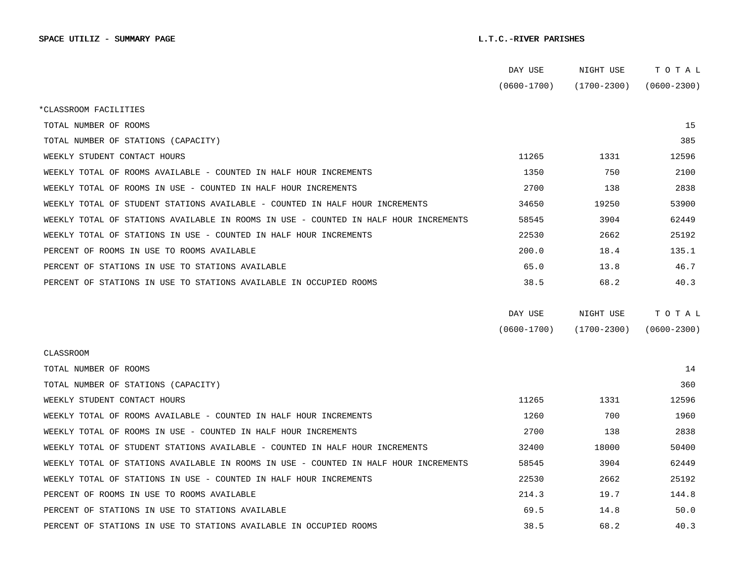**SPACE UTILIZ - SUMMARY PAGE** **L.T.C.-RIVER PARISHES**

| | DAY USE (0600-1700) | NIGHT USE (1700-2300) | T O T A L (0600-2300) |
|---|---|---|---|
| *CLASSROOM FACILITIES | | | |
| TOTAL NUMBER OF ROOMS | | | 15 |
| TOTAL NUMBER OF STATIONS (CAPACITY) | | | 385 |
| WEEKLY STUDENT CONTACT HOURS | 11265 | 1331 | 12596 |
| WEEKLY TOTAL OF ROOMS AVAILABLE - COUNTED IN HALF HOUR INCREMENTS | 1350 | 750 | 2100 |
| WEEKLY TOTAL OF ROOMS IN USE - COUNTED IN HALF HOUR INCREMENTS | 2700 | 138 | 2838 |
| WEEKLY TOTAL OF STUDENT STATIONS AVAILABLE - COUNTED IN HALF HOUR INCREMENTS | 34650 | 19250 | 53900 |
| WEEKLY TOTAL OF STATIONS AVAILABLE IN ROOMS IN USE - COUNTED IN HALF HOUR INCREMENTS | 58545 | 3904 | 62449 |
| WEEKLY TOTAL OF STATIONS IN USE - COUNTED IN HALF HOUR INCREMENTS | 22530 | 2662 | 25192 |
| PERCENT OF ROOMS IN USE TO ROOMS AVAILABLE | 200.0 | 18.4 | 135.1 |
| PERCENT OF STATIONS IN USE TO STATIONS AVAILABLE | 65.0 | 13.8 | 46.7 |
| PERCENT OF STATIONS IN USE TO STATIONS AVAILABLE IN OCCUPIED ROOMS | 38.5 | 68.2 | 40.3 |

| | DAY USE (0600-1700) | NIGHT USE (1700-2300) | T O T A L (0600-2300) |
|---|---|---|---|
| CLASSROOM | | | |
| TOTAL NUMBER OF ROOMS | | | 14 |
| TOTAL NUMBER OF STATIONS (CAPACITY) | | | 360 |
| WEEKLY STUDENT CONTACT HOURS | 11265 | 1331 | 12596 |
| WEEKLY TOTAL OF ROOMS AVAILABLE - COUNTED IN HALF HOUR INCREMENTS | 1260 | 700 | 1960 |
| WEEKLY TOTAL OF ROOMS IN USE - COUNTED IN HALF HOUR INCREMENTS | 2700 | 138 | 2838 |
| WEEKLY TOTAL OF STUDENT STATIONS AVAILABLE - COUNTED IN HALF HOUR INCREMENTS | 32400 | 18000 | 50400 |
| WEEKLY TOTAL OF STATIONS AVAILABLE IN ROOMS IN USE - COUNTED IN HALF HOUR INCREMENTS | 58545 | 3904 | 62449 |
| WEEKLY TOTAL OF STATIONS IN USE - COUNTED IN HALF HOUR INCREMENTS | 22530 | 2662 | 25192 |
| PERCENT OF ROOMS IN USE TO ROOMS AVAILABLE | 214.3 | 19.7 | 144.8 |
| PERCENT OF STATIONS IN USE TO STATIONS AVAILABLE | 69.5 | 14.8 | 50.0 |
| PERCENT OF STATIONS IN USE TO STATIONS AVAILABLE IN OCCUPIED ROOMS | 38.5 | 68.2 | 40.3 |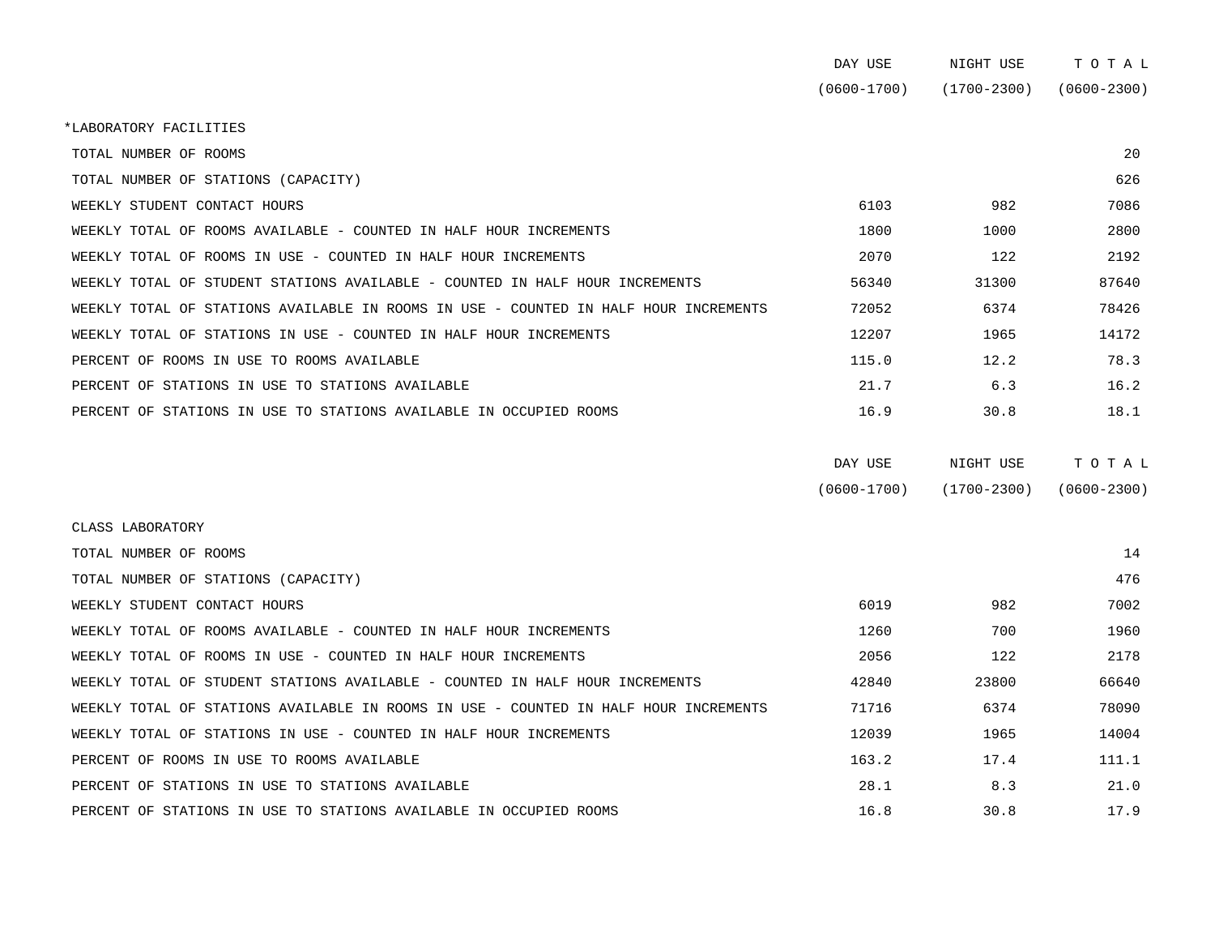| | DAY USE (0600-1700) | NIGHT USE (1700-2300) | T O T A L (0600-2300) |
|---|---|---|---|
| *LABORATORY FACILITIES | | | |
| TOTAL NUMBER OF ROOMS | | | 20 |
| TOTAL NUMBER OF STATIONS (CAPACITY) | | | 626 |
| WEEKLY STUDENT CONTACT HOURS | 6103 | 982 | 7086 |
| WEEKLY TOTAL OF ROOMS AVAILABLE - COUNTED IN HALF HOUR INCREMENTS | 1800 | 1000 | 2800 |
| WEEKLY TOTAL OF ROOMS IN USE - COUNTED IN HALF HOUR INCREMENTS | 2070 | 122 | 2192 |
| WEEKLY TOTAL OF STUDENT STATIONS AVAILABLE - COUNTED IN HALF HOUR INCREMENTS | 56340 | 31300 | 87640 |
| WEEKLY TOTAL OF STATIONS AVAILABLE IN ROOMS IN USE - COUNTED IN HALF HOUR INCREMENTS | 72052 | 6374 | 78426 |
| WEEKLY TOTAL OF STATIONS IN USE - COUNTED IN HALF HOUR INCREMENTS | 12207 | 1965 | 14172 |
| PERCENT OF ROOMS IN USE TO ROOMS AVAILABLE | 115.0 | 12.2 | 78.3 |
| PERCENT OF STATIONS IN USE TO STATIONS AVAILABLE | 21.7 | 6.3 | 16.2 |
| PERCENT OF STATIONS IN USE TO STATIONS AVAILABLE IN OCCUPIED ROOMS | 16.9 | 30.8 | 18.1 |

| | DAY USE (0600-1700) | NIGHT USE (1700-2300) | T O T A L (0600-2300) |
|---|---|---|---|
| CLASS LABORATORY | | | |
| TOTAL NUMBER OF ROOMS | | | 14 |
| TOTAL NUMBER OF STATIONS (CAPACITY) | | | 476 |
| WEEKLY STUDENT CONTACT HOURS | 6019 | 982 | 7002 |
| WEEKLY TOTAL OF ROOMS AVAILABLE - COUNTED IN HALF HOUR INCREMENTS | 1260 | 700 | 1960 |
| WEEKLY TOTAL OF ROOMS IN USE - COUNTED IN HALF HOUR INCREMENTS | 2056 | 122 | 2178 |
| WEEKLY TOTAL OF STUDENT STATIONS AVAILABLE - COUNTED IN HALF HOUR INCREMENTS | 42840 | 23800 | 66640 |
| WEEKLY TOTAL OF STATIONS AVAILABLE IN ROOMS IN USE - COUNTED IN HALF HOUR INCREMENTS | 71716 | 6374 | 78090 |
| WEEKLY TOTAL OF STATIONS IN USE - COUNTED IN HALF HOUR INCREMENTS | 12039 | 1965 | 14004 |
| PERCENT OF ROOMS IN USE TO ROOMS AVAILABLE | 163.2 | 17.4 | 111.1 |
| PERCENT OF STATIONS IN USE TO STATIONS AVAILABLE | 28.1 | 8.3 | 21.0 |
| PERCENT OF STATIONS IN USE TO STATIONS AVAILABLE IN OCCUPIED ROOMS | 16.8 | 30.8 | 17.9 |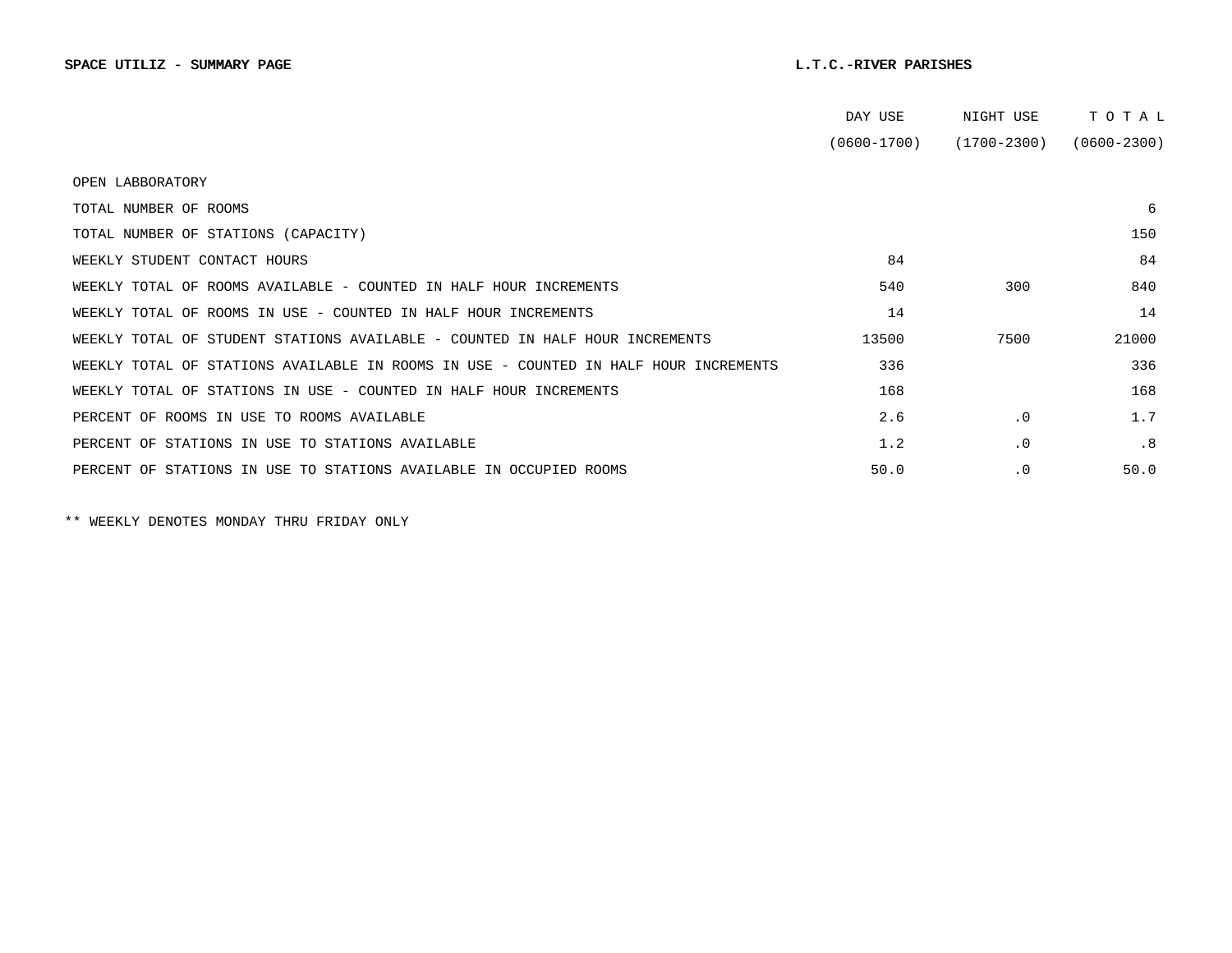**SPACE UTILIZ - SUMMARY PAGE** **L.T.C.-RIVER PARISHES**

| | DAY USE (0600-1700) | NIGHT USE (1700-2300) | T O T A L (0600-2300) |
|---|---|---|---|
| OPEN LABBORATORY | | | |
| TOTAL NUMBER OF ROOMS | | | 6 |
| TOTAL NUMBER OF STATIONS (CAPACITY) | | | 150 |
| WEEKLY STUDENT CONTACT HOURS | 84 | | 84 |
| WEEKLY TOTAL OF ROOMS AVAILABLE - COUNTED IN HALF HOUR INCREMENTS | 540 | 300 | 840 |
| WEEKLY TOTAL OF ROOMS IN USE - COUNTED IN HALF HOUR INCREMENTS | 14 | | 14 |
| WEEKLY TOTAL OF STUDENT STATIONS AVAILABLE - COUNTED IN HALF HOUR INCREMENTS | 13500 | 7500 | 21000 |
| WEEKLY TOTAL OF STATIONS AVAILABLE IN ROOMS IN USE - COUNTED IN HALF HOUR INCREMENTS | 336 | | 336 |
| WEEKLY TOTAL OF STATIONS IN USE - COUNTED IN HALF HOUR INCREMENTS | 168 | | 168 |
| PERCENT OF ROOMS IN USE TO ROOMS AVAILABLE | 2.6 | .0 | 1.7 |
| PERCENT OF STATIONS IN USE TO STATIONS AVAILABLE | 1.2 | .0 | .8 |
| PERCENT OF STATIONS IN USE TO STATIONS AVAILABLE IN OCCUPIED ROOMS | 50.0 | .0 | 50.0 |

** WEEKLY DENOTES MONDAY THRU FRIDAY ONLY